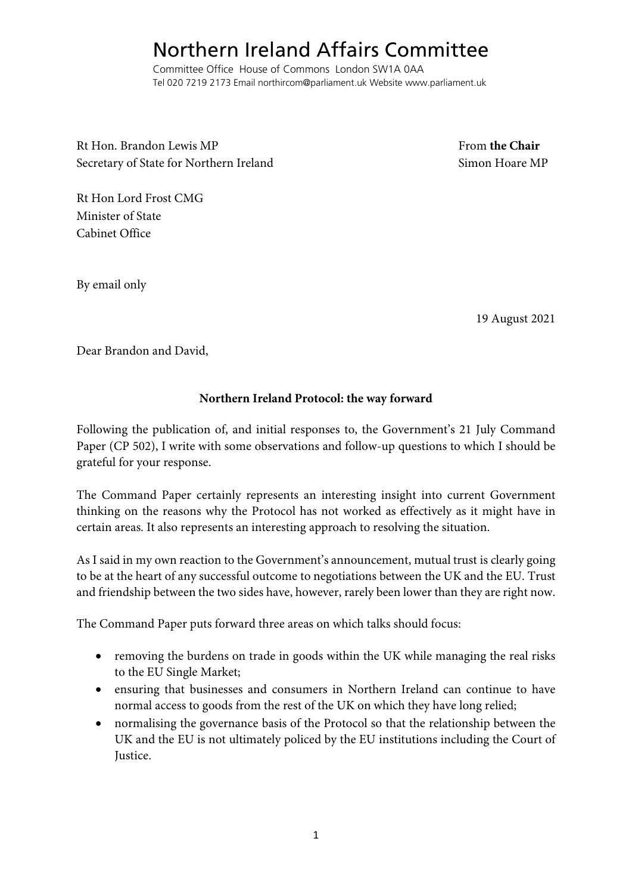# Northern Ireland Affairs Committee

Committee Office House of Commons London SW1A 0AA
Tel 020 7219 2173 Email northircom@parliament.uk Website www.parliament.uk

Rt Hon. Brandon Lewis MP
Secretary of State for Northern Ireland

From **the Chair**
Simon Hoare MP

Rt Hon Lord Frost CMG
Minister of State
Cabinet Office

By email only

19 August 2021

Dear Brandon and David,

**Northern Ireland Protocol: the way forward**

Following the publication of, and initial responses to, the Government's 21 July Command Paper (CP 502), I write with some observations and follow-up questions to which I should be grateful for your response.

The Command Paper certainly represents an interesting insight into current Government thinking on the reasons why the Protocol has not worked as effectively as it might have in certain areas. It also represents an interesting approach to resolving the situation.

As I said in my own reaction to the Government's announcement, mutual trust is clearly going to be at the heart of any successful outcome to negotiations between the UK and the EU. Trust and friendship between the two sides have, however, rarely been lower than they are right now.

The Command Paper puts forward three areas on which talks should focus:

- removing the burdens on trade in goods within the UK while managing the real risks to the EU Single Market;
- ensuring that businesses and consumers in Northern Ireland can continue to have normal access to goods from the rest of the UK on which they have long relied;
- normalising the governance basis of the Protocol so that the relationship between the UK and the EU is not ultimately policed by the EU institutions including the Court of Justice.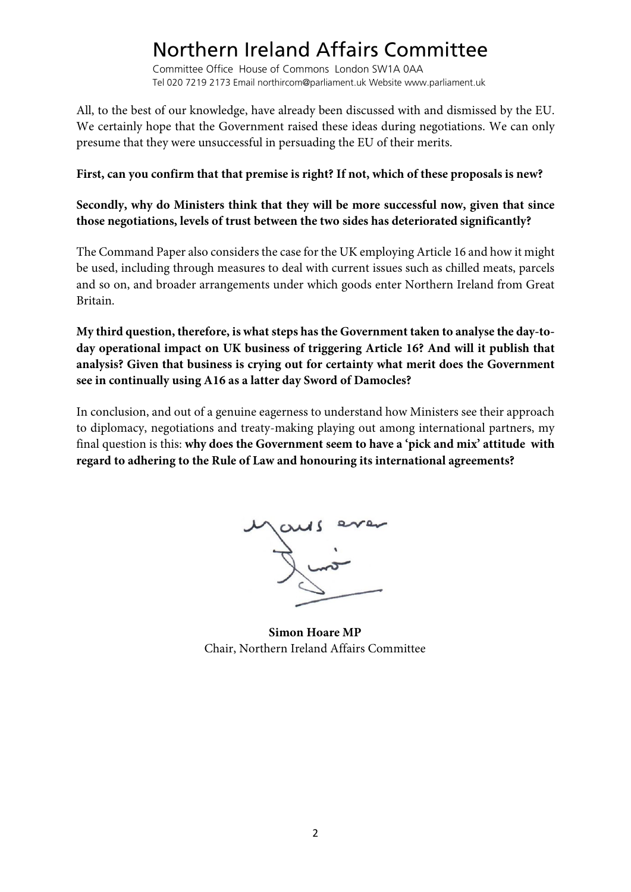# Northern Ireland Affairs Committee

Committee Office House of Commons London SW1A 0AA
Tel 020 7219 2173 Email northircom@parliament.uk Website www.parliament.uk

All, to the best of our knowledge, have already been discussed with and dismissed by the EU. We certainly hope that the Government raised these ideas during negotiations. We can only presume that they were unsuccessful in persuading the EU of their merits.

**First, can you confirm that that premise is right? If not, which of these proposals is new?**

**Secondly, why do Ministers think that they will be more successful now, given that since those negotiations, levels of trust between the two sides has deteriorated significantly?**

The Command Paper also considers the case for the UK employing Article 16 and how it might be used, including through measures to deal with current issues such as chilled meats, parcels and so on, and broader arrangements under which goods enter Northern Ireland from Great Britain.

**My third question, therefore, is what steps has the Government taken to analyse the day-to-day operational impact on UK business of triggering Article 16? And will it publish that analysis? Given that business is crying out for certainty what merit does the Government see in continually using A16 as a latter day Sword of Damocles?**

In conclusion, and out of a genuine eagerness to understand how Ministers see their approach to diplomacy, negotiations and treaty-making playing out among international partners, my final question is this: **why does the Government seem to have a 'pick and mix' attitude with regard to adhering to the Rule of Law and honouring its international agreements?**

Yours ever

**Simon Hoare MP**
Chair, Northern Ireland Affairs Committee